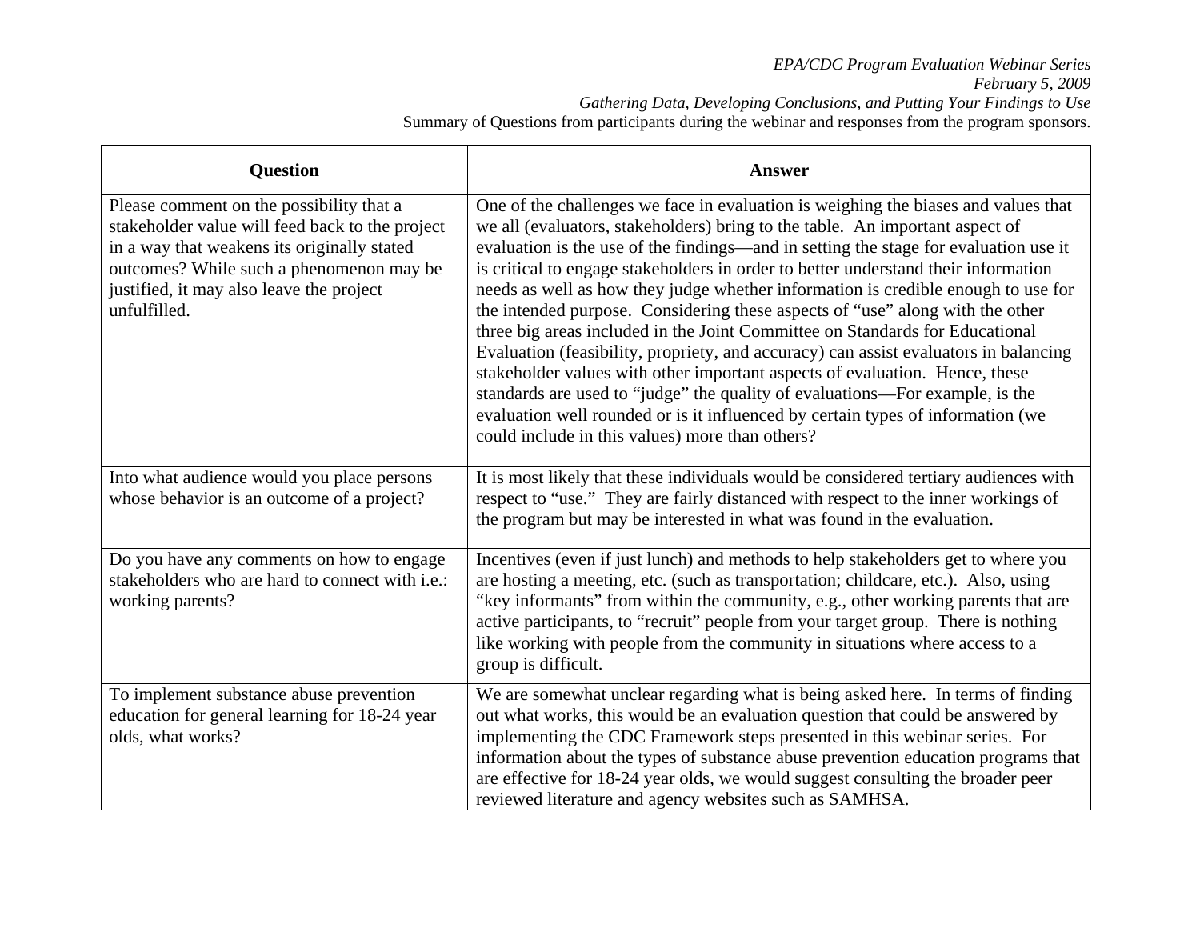*EPA/CDC Program Evaluation Webinar Series*
*February 5, 2009*
*Gathering Data, Developing Conclusions, and Putting Your Findings to Use*
Summary of Questions from participants during the webinar and responses from the program sponsors.

| Question | Answer |
|---|---|
| Please comment on the possibility that a stakeholder value will feed back to the project in a way that weakens its originally stated outcomes? While such a phenomenon may be justified, it may also leave the project unfulfilled. | One of the challenges we face in evaluation is weighing the biases and values that we all (evaluators, stakeholders) bring to the table. An important aspect of evaluation is the use of the findings—and in setting the stage for evaluation use it is critical to engage stakeholders in order to better understand their information needs as well as how they judge whether information is credible enough to use for the intended purpose. Considering these aspects of "use" along with the other three big areas included in the Joint Committee on Standards for Educational Evaluation (feasibility, propriety, and accuracy) can assist evaluators in balancing stakeholder values with other important aspects of evaluation. Hence, these standards are used to "judge" the quality of evaluations—For example, is the evaluation well rounded or is it influenced by certain types of information (we could include in this values) more than others? |
| Into what audience would you place persons whose behavior is an outcome of a project? | It is most likely that these individuals would be considered tertiary audiences with respect to "use." They are fairly distanced with respect to the inner workings of the program but may be interested in what was found in the evaluation. |
| Do you have any comments on how to engage stakeholders who are hard to connect with i.e.: working parents? | Incentives (even if just lunch) and methods to help stakeholders get to where you are hosting a meeting, etc. (such as transportation; childcare, etc.). Also, using "key informants" from within the community, e.g., other working parents that are active participants, to "recruit" people from your target group. There is nothing like working with people from the community in situations where access to a group is difficult. |
| To implement substance abuse prevention education for general learning for 18-24 year olds, what works? | We are somewhat unclear regarding what is being asked here. In terms of finding out what works, this would be an evaluation question that could be answered by implementing the CDC Framework steps presented in this webinar series. For information about the types of substance abuse prevention education programs that are effective for 18-24 year olds, we would suggest consulting the broader peer reviewed literature and agency websites such as SAMHSA. |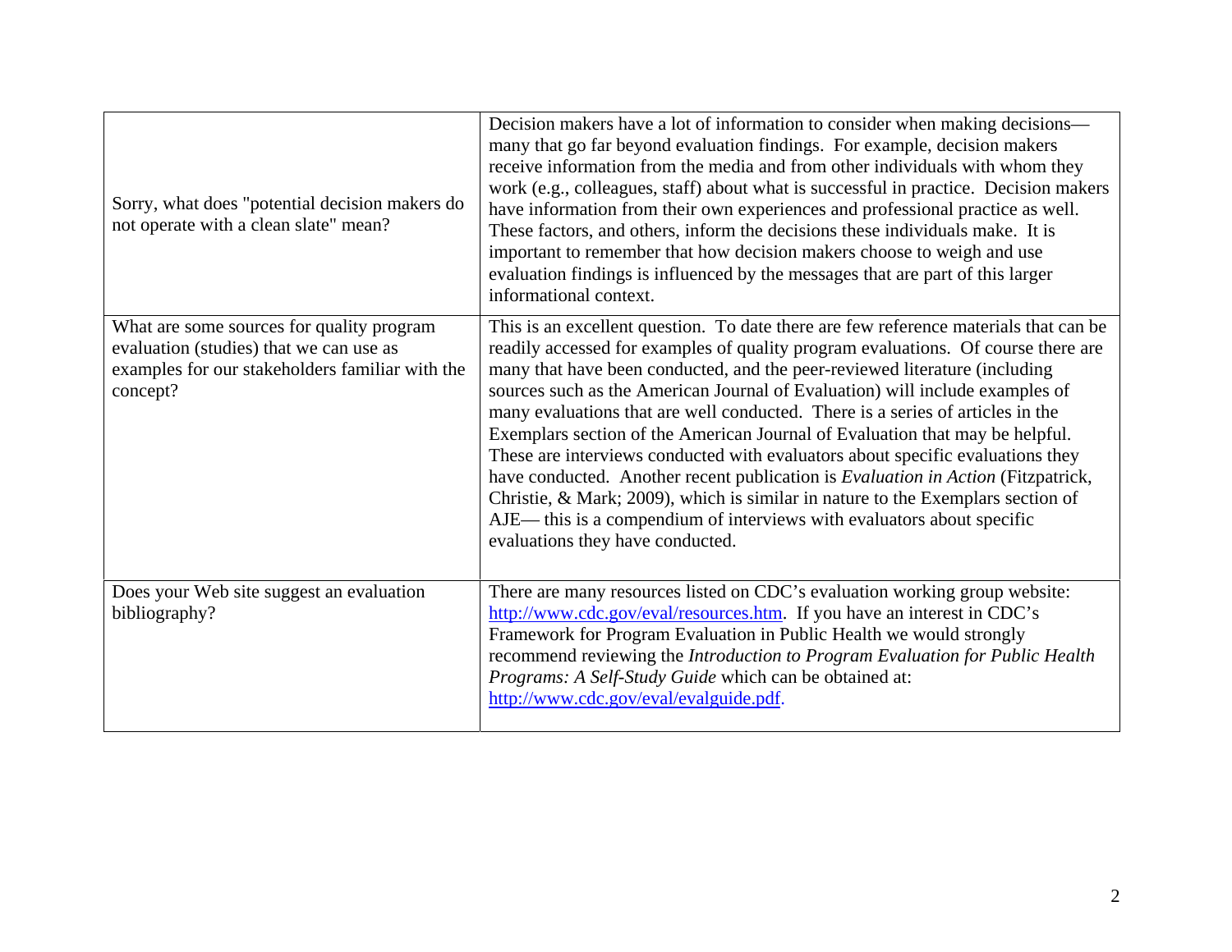| | |
|---|---|
| Sorry, what does "potential decision makers do not operate with a clean slate" mean? | Decision makers have a lot of information to consider when making decisions—many that go far beyond evaluation findings. For example, decision makers receive information from the media and from other individuals with whom they work (e.g., colleagues, staff) about what is successful in practice. Decision makers have information from their own experiences and professional practice as well. These factors, and others, inform the decisions these individuals make. It is important to remember that how decision makers choose to weigh and use evaluation findings is influenced by the messages that are part of this larger informational context. |
| What are some sources for quality program evaluation (studies) that we can use as examples for our stakeholders familiar with the concept? | This is an excellent question. To date there are few reference materials that can be readily accessed for examples of quality program evaluations. Of course there are many that have been conducted, and the peer-reviewed literature (including sources such as the American Journal of Evaluation) will include examples of many evaluations that are well conducted. There is a series of articles in the Exemplars section of the American Journal of Evaluation that may be helpful. These are interviews conducted with evaluators about specific evaluations they have conducted. Another recent publication is *Evaluation in Action* (Fitzpatrick, Christie, & Mark; 2009), which is similar in nature to the Exemplars section of AJE— this is a compendium of interviews with evaluators about specific evaluations they have conducted. |
| Does your Web site suggest an evaluation bibliography? | There are many resources listed on CDC's evaluation working group website: http://www.cdc.gov/eval/resources.htm. If you have an interest in CDC's Framework for Program Evaluation in Public Health we would strongly recommend reviewing the *Introduction to Program Evaluation for Public Health Programs: A Self-Study Guide* which can be obtained at: http://www.cdc.gov/eval/evalguide.pdf. |